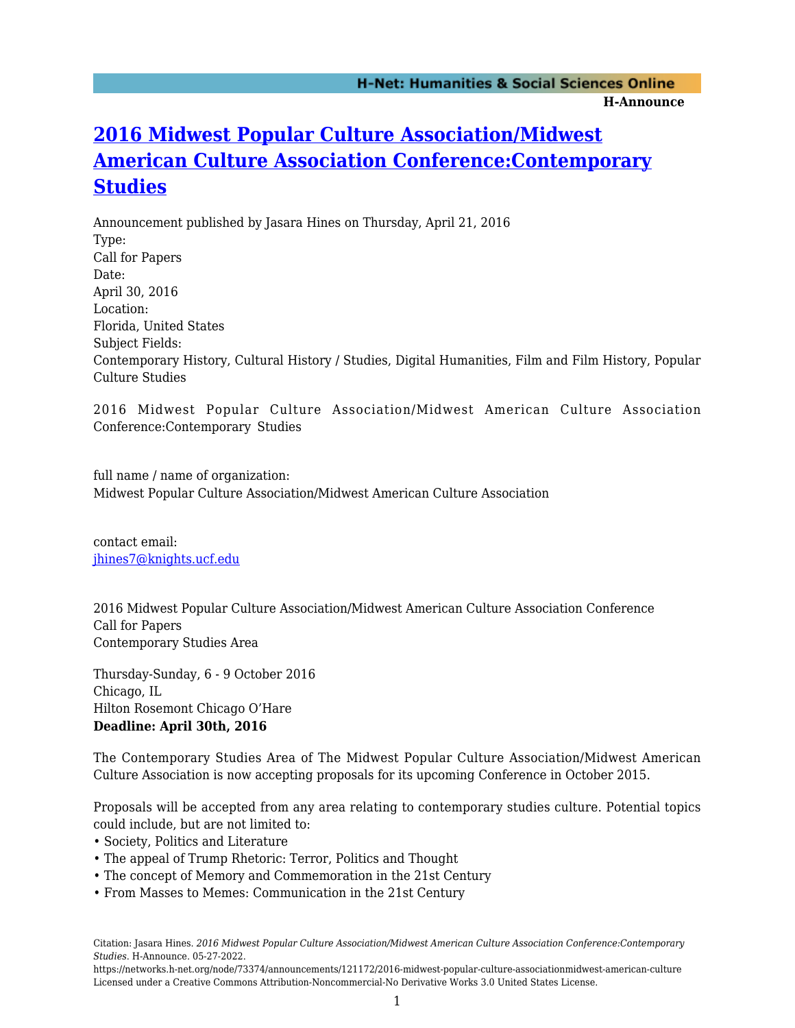# [2016 Midwest Popular Culture Association/Midwest American Culture Association Conference:Contemporary Studies](https://networks.h-net.org/node/73374/announcements/121172/2016-midwest-popular-culture-associationmidwest-american-culture)

Announcement published by Jasara Hines on Thursday, April 21, 2016

Type:
Call for Papers

Date:
April 30, 2016

Location:
Florida, United States

Subject Fields:
Contemporary History, Cultural History / Studies, Digital Humanities, Film and Film History, Popular Culture Studies

2016 Midwest Popular Culture Association/Midwest American Culture Association Conference:Contemporary Studies

full name / name of organization:
Midwest Popular Culture Association/Midwest American Culture Association

contact email:
[jhines7@knights.ucf.edu](mailto:jhines7@knights.ucf.edu)

2016 Midwest Popular Culture Association/Midwest American Culture Association Conference
Call for Papers
Contemporary Studies Area

Thursday-Sunday, 6 - 9 October 2016
Chicago, IL
Hilton Rosemont Chicago O'Hare
**Deadline: April 30th, 2016**

The Contemporary Studies Area of The Midwest Popular Culture Association/Midwest American Culture Association is now accepting proposals for its upcoming Conference in October 2015.

Proposals will be accepted from any area relating to contemporary studies culture. Potential topics could include, but are not limited to:

- Society, Politics and Literature
- The appeal of Trump Rhetoric: Terror, Politics and Thought
- The concept of Memory and Commemoration in the 21st Century
- From Masses to Memes: Communication in the 21st Century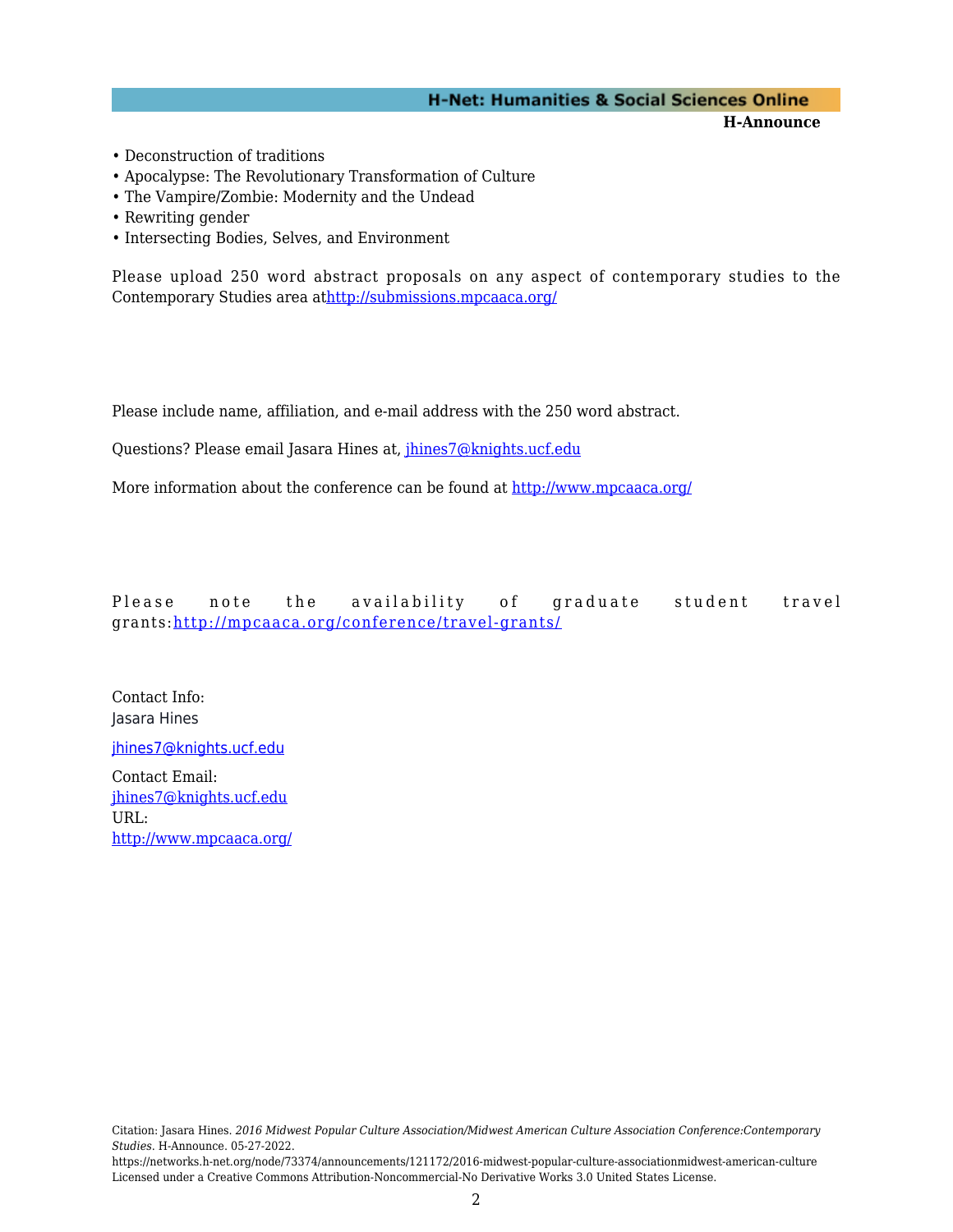- Deconstruction of traditions
- Apocalypse: The Revolutionary Transformation of Culture
- The Vampire/Zombie: Modernity and the Undead
- Rewriting gender
- Intersecting Bodies, Selves, and Environment

Please upload 250 word abstract proposals on any aspect of contemporary studies to the Contemporary Studies area athttp://submissions.mpcaaca.org/

Please include name, affiliation, and e-mail address with the 250 word abstract.

Questions? Please email Jasara Hines at, jhines7@knights.ucf.edu

More information about the conference can be found at http://www.mpcaaca.org/

Please note the availability of graduate student travel grants:http://mpcaaca.org/conference/travel-grants/

Contact Info:
Jasara Hines

jhines7@knights.ucf.edu

Contact Email:
jhines7@knights.ucf.edu
URL:
http://www.mpcaaca.org/

Citation: Jasara Hines. *2016 Midwest Popular Culture Association/Midwest American Culture Association Conference:Contemporary Studies*. H-Announce. 05-27-2022.
https://networks.h-net.org/node/73374/announcements/121172/2016-midwest-popular-culture-associationmidwest-american-culture
Licensed under a Creative Commons Attribution-Noncommercial-No Derivative Works 3.0 United States License.